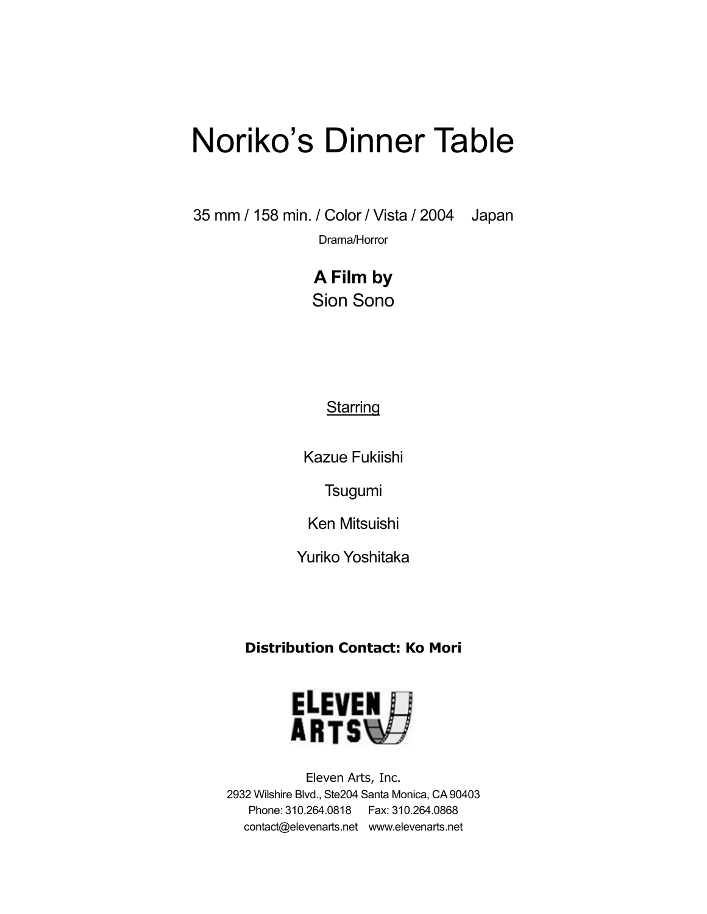# Noriko's Dinner Table

35 mm / 158 min. / Color / Vista / 2004 Japan

Drama/Horror

**A Film by**

Sion Sono

Starring

Kazue Fukiishi

Tsugumi

Ken Mitsuishi

Yuriko Yoshitaka

**Distribution Contact: Ko Mori**

ELEVEN ARTS

Eleven Arts, Inc.
2932 Wilshire Blvd., Ste204 Santa Monica, CA 90403
Phone: 310.264.0818 Fax: 310.264.0868
contact@elevenarts.net www.elevenarts.net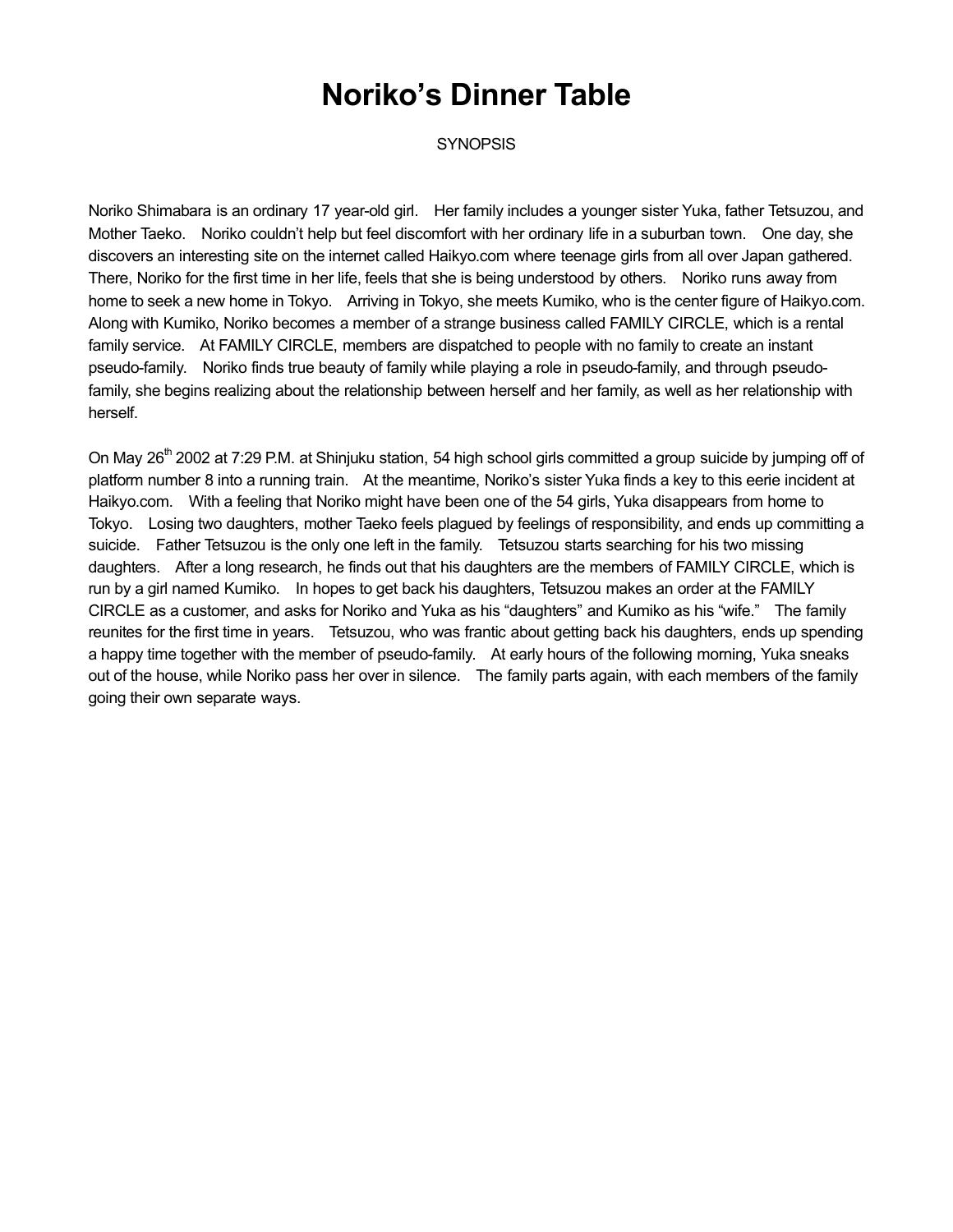# Noriko's Dinner Table

SYNOPSIS

Noriko Shimabara is an ordinary 17 year-old girl. Her family includes a younger sister Yuka, father Tetsuzou, and Mother Taeko. Noriko couldn't help but feel discomfort with her ordinary life in a suburban town. One day, she discovers an interesting site on the internet called Haikyo.com where teenage girls from all over Japan gathered. There, Noriko for the first time in her life, feels that she is being understood by others. Noriko runs away from home to seek a new home in Tokyo. Arriving in Tokyo, she meets Kumiko, who is the center figure of Haikyo.com. Along with Kumiko, Noriko becomes a member of a strange business called FAMILY CIRCLE, which is a rental family service. At FAMILY CIRCLE, members are dispatched to people with no family to create an instant pseudo-family. Noriko finds true beauty of family while playing a role in pseudo-family, and through pseudo-family, she begins realizing about the relationship between herself and her family, as well as her relationship with herself.

On May 26th 2002 at 7:29 P.M. at Shinjuku station, 54 high school girls committed a group suicide by jumping off of platform number 8 into a running train. At the meantime, Noriko's sister Yuka finds a key to this eerie incident at Haikyo.com. With a feeling that Noriko might have been one of the 54 girls, Yuka disappears from home to Tokyo. Losing two daughters, mother Taeko feels plagued by feelings of responsibility, and ends up committing a suicide. Father Tetsuzou is the only one left in the family. Tetsuzou starts searching for his two missing daughters. After a long research, he finds out that his daughters are the members of FAMILY CIRCLE, which is run by a girl named Kumiko. In hopes to get back his daughters, Tetsuzou makes an order at the FAMILY CIRCLE as a customer, and asks for Noriko and Yuka as his "daughters" and Kumiko as his "wife." The family reunites for the first time in years. Tetsuzou, who was frantic about getting back his daughters, ends up spending a happy time together with the member of pseudo-family. At early hours of the following morning, Yuka sneaks out of the house, while Noriko pass her over in silence. The family parts again, with each members of the family going their own separate ways.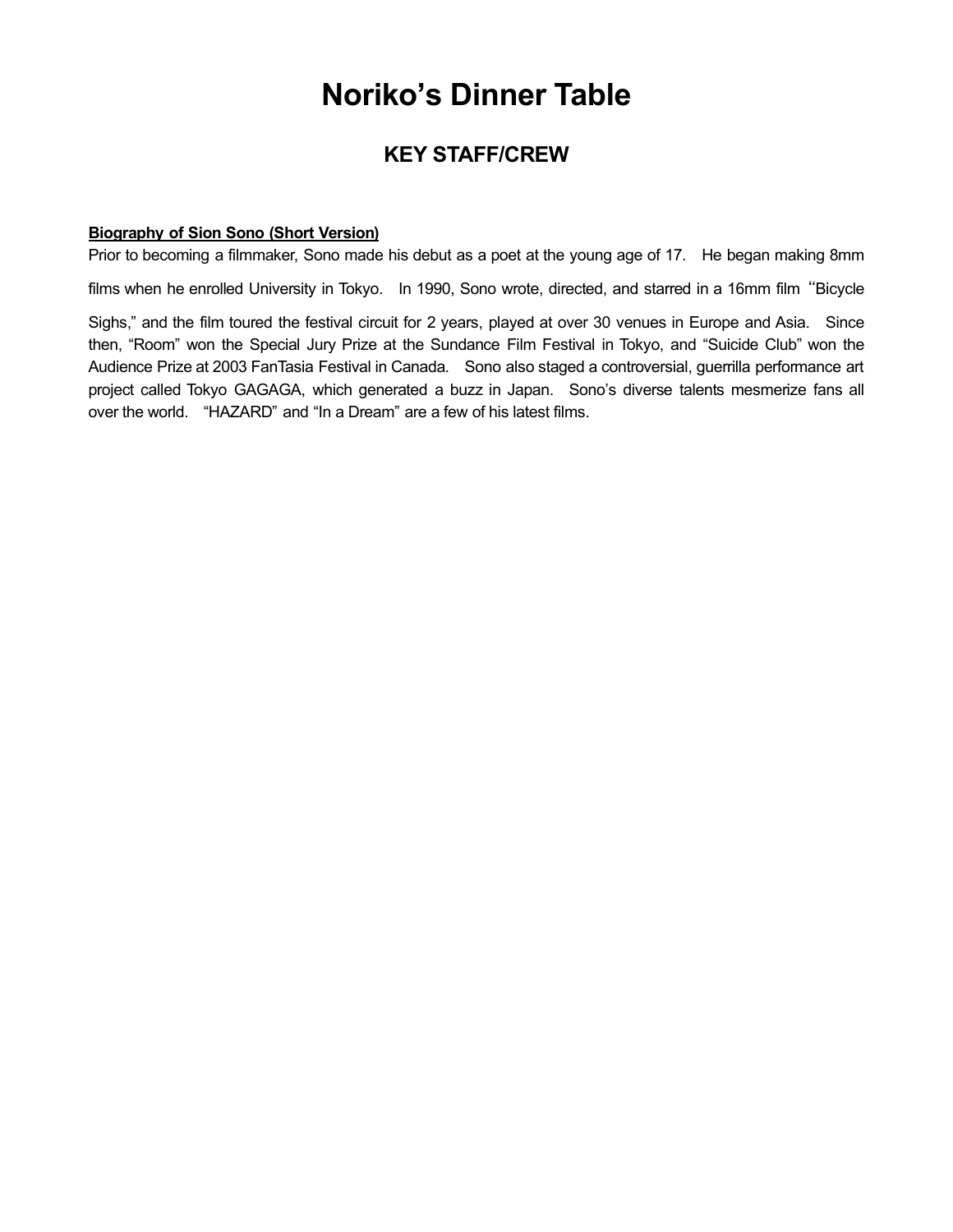# Noriko's Dinner Table

## KEY STAFF/CREW

**Biography of Sion Sono (Short Version)**

Prior to becoming a filmmaker, Sono made his debut as a poet at the young age of 17. He began making 8mm films when he enrolled University in Tokyo. In 1990, Sono wrote, directed, and starred in a 16mm film "Bicycle Sighs," and the film toured the festival circuit for 2 years, played at over 30 venues in Europe and Asia. Since then, "Room" won the Special Jury Prize at the Sundance Film Festival in Tokyo, and "Suicide Club" won the Audience Prize at 2003 FanTasia Festival in Canada. Sono also staged a controversial, guerrilla performance art project called Tokyo GAGAGA, which generated a buzz in Japan. Sono's diverse talents mesmerize fans all over the world. "HAZARD" and "In a Dream" are a few of his latest films.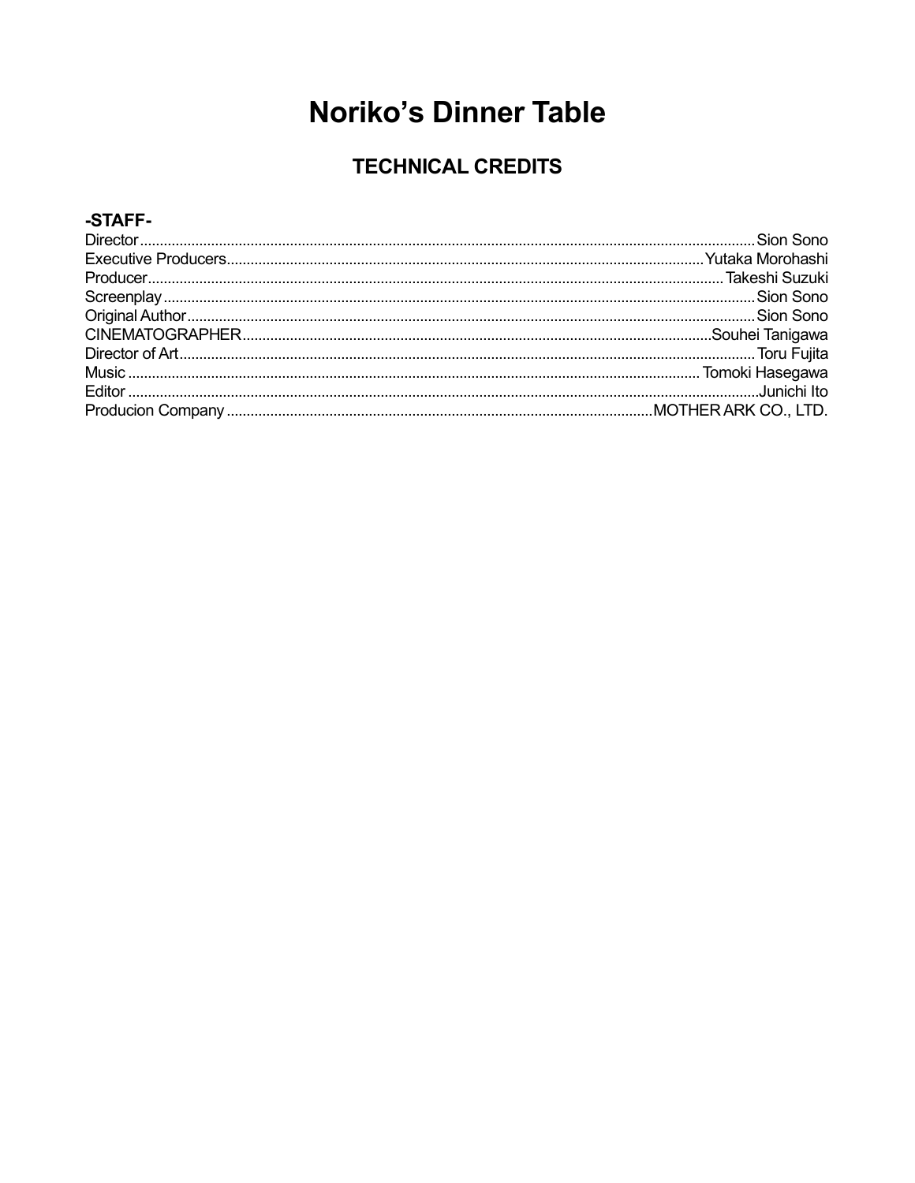# Noriko's Dinner Table

## TECHNICAL CREDITS

### -STAFF-

| | |
|---|---|
| Director | Sion Sono |
| Executive Producers | Yutaka Morohashi |
| Producer | Takeshi Suzuki |
| Screenplay | Sion Sono |
| Original Author | Sion Sono |
| CINEMATOGRAPHER | Souhei Tanigawa |
| Director of Art | Toru Fujita |
| Music | Tomoki Hasegawa |
| Editor | Junichi Ito |
| Producion Company | MOTHER ARK CO., LTD. |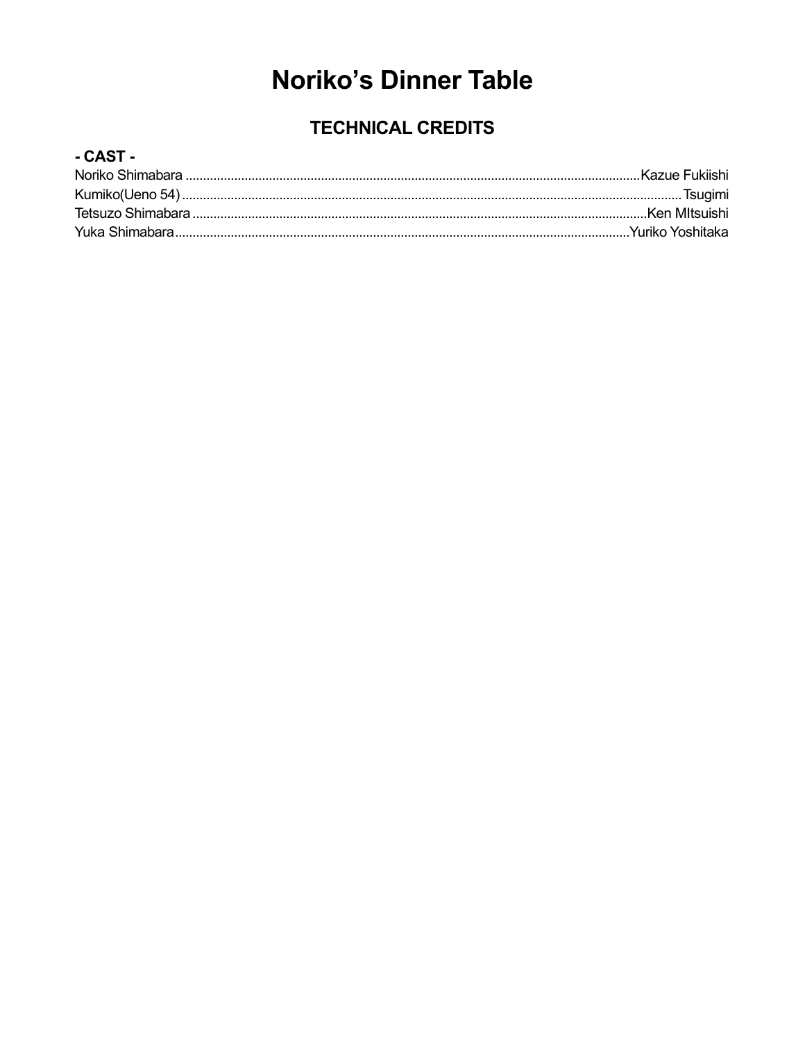# Noriko's Dinner Table

## TECHNICAL CREDITS

**- CAST -**

Noriko Shimabara ........................................................................................................................Kazue Fukiishi
Kumiko(Ueno 54) ........................................................................................................................Tsugimi
Tetsuzo Shimabara ........................................................................................................................Ken MItsuishi
Yuka Shimabara........................................................................................................................Yuriko Yoshitaka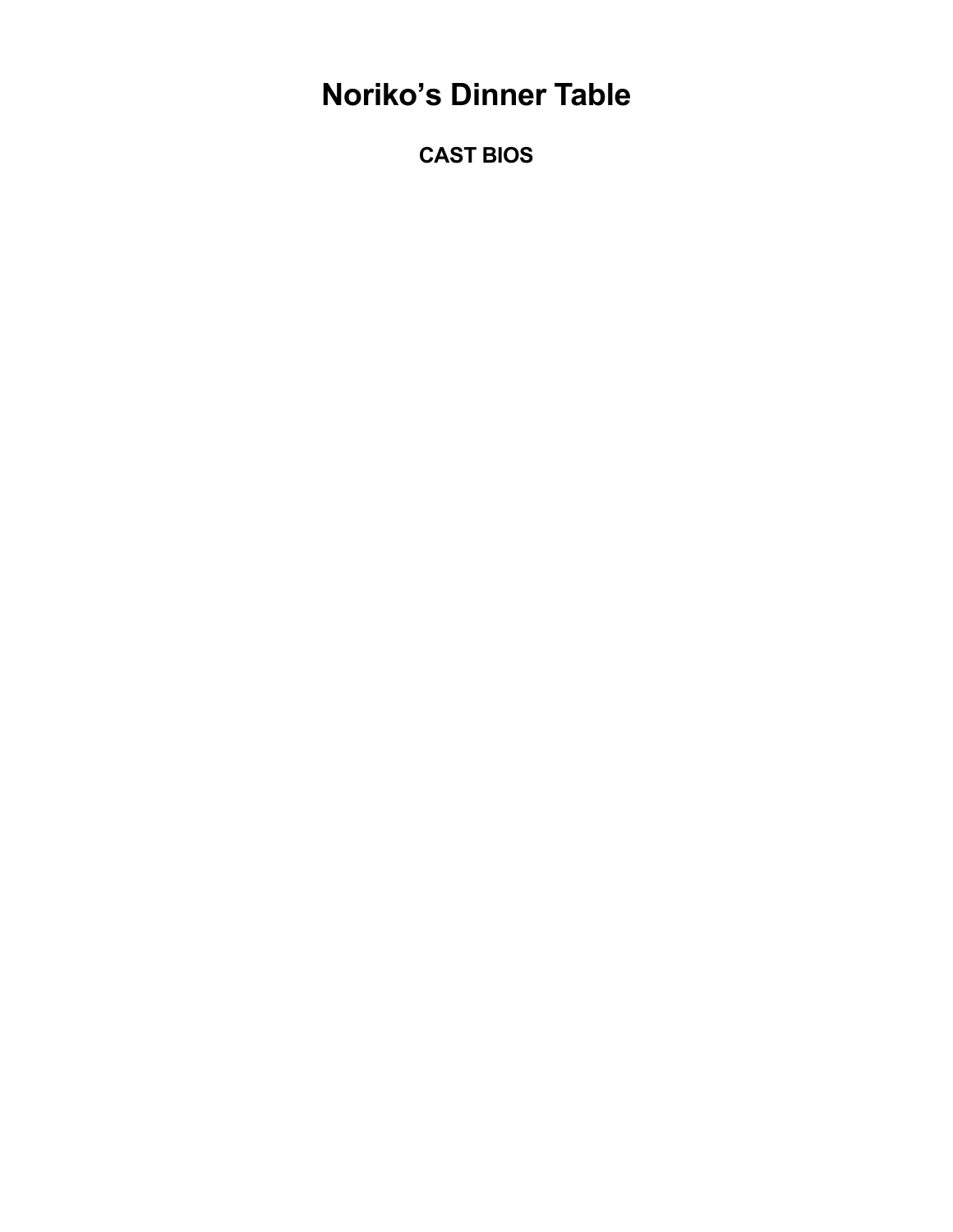# Noriko’s Dinner Table

## CAST BIOS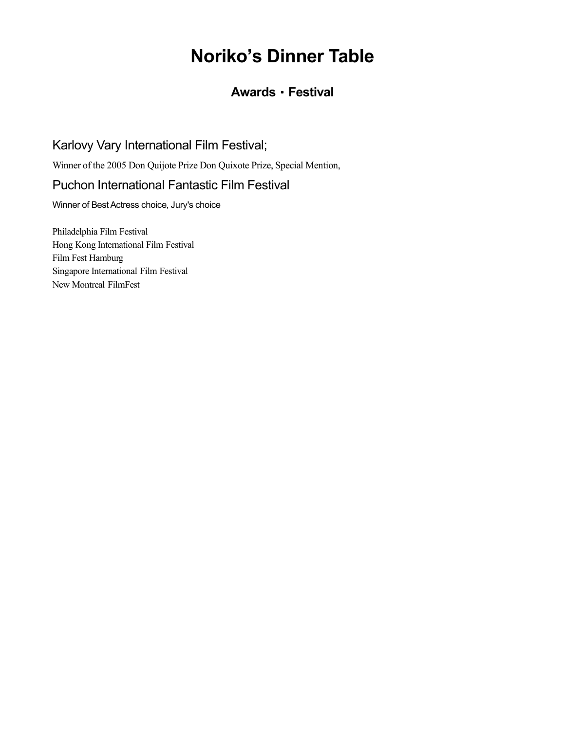# Noriko’s Dinner Table

## Awards・Festival

### Karlovy Vary International Film Festival;

Winner of the 2005 Don Quijote Prize Don Quixote Prize, Special Mention,

### Puchon International Fantastic Film Festival

Winner of Best Actress choice, Jury's choice

Philadelphia Film Festival
Hong Kong International Film Festival
Film Fest Hamburg
Singapore International Film Festival
New Montreal FilmFest